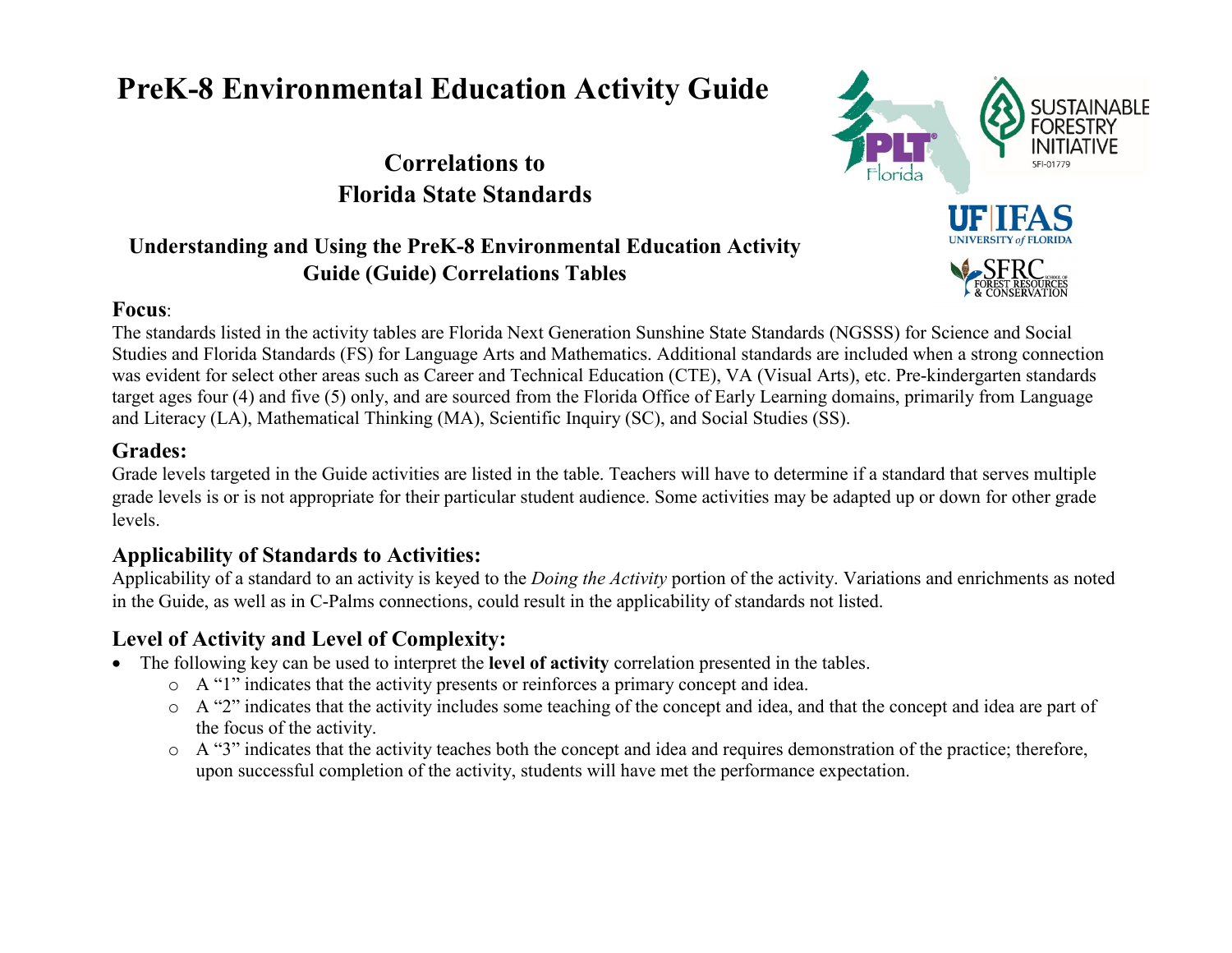# PreK-8 Environmental Education Activity Guide

## Correlations to Florida State Standards

### Understanding and Using the PreK-8 Environmental Education Activity Guide (Guide) Correlations Tables

**Focus**:

The standards listed in the activity tables are Florida Next Generation Sunshine State Standards (NGSSS) for Science and Social Studies and Florida Standards (FS) for Language Arts and Mathematics. Additional standards are included when a strong connection was evident for select other areas such as Career and Technical Education (CTE), VA (Visual Arts), etc. Pre-kindergarten standards target ages four (4) and five (5) only, and are sourced from the Florida Office of Early Learning domains, primarily from Language and Literacy (LA), Mathematical Thinking (MA), Scientific Inquiry (SC), and Social Studies (SS).

**Grades:**

Grade levels targeted in the Guide activities are listed in the table. Teachers will have to determine if a standard that serves multiple grade levels is or is not appropriate for their particular student audience. Some activities may be adapted up or down for other grade levels.

**Applicability of Standards to Activities:**

Applicability of a standard to an activity is keyed to the *Doing the Activity* portion of the activity. Variations and enrichments as noted in the Guide, as well as in C-Palms connections, could result in the applicability of standards not listed.

**Level of Activity and Level of Complexity:**

- The following key can be used to interpret the **level of activity** correlation presented in the tables.
  - A "1" indicates that the activity presents or reinforces a primary concept and idea.
  - A "2" indicates that the activity includes some teaching of the concept and idea, and that the concept and idea are part of the focus of the activity.
  - A "3" indicates that the activity teaches both the concept and idea and requires demonstration of the practice; therefore, upon successful completion of the activity, students will have met the performance expectation.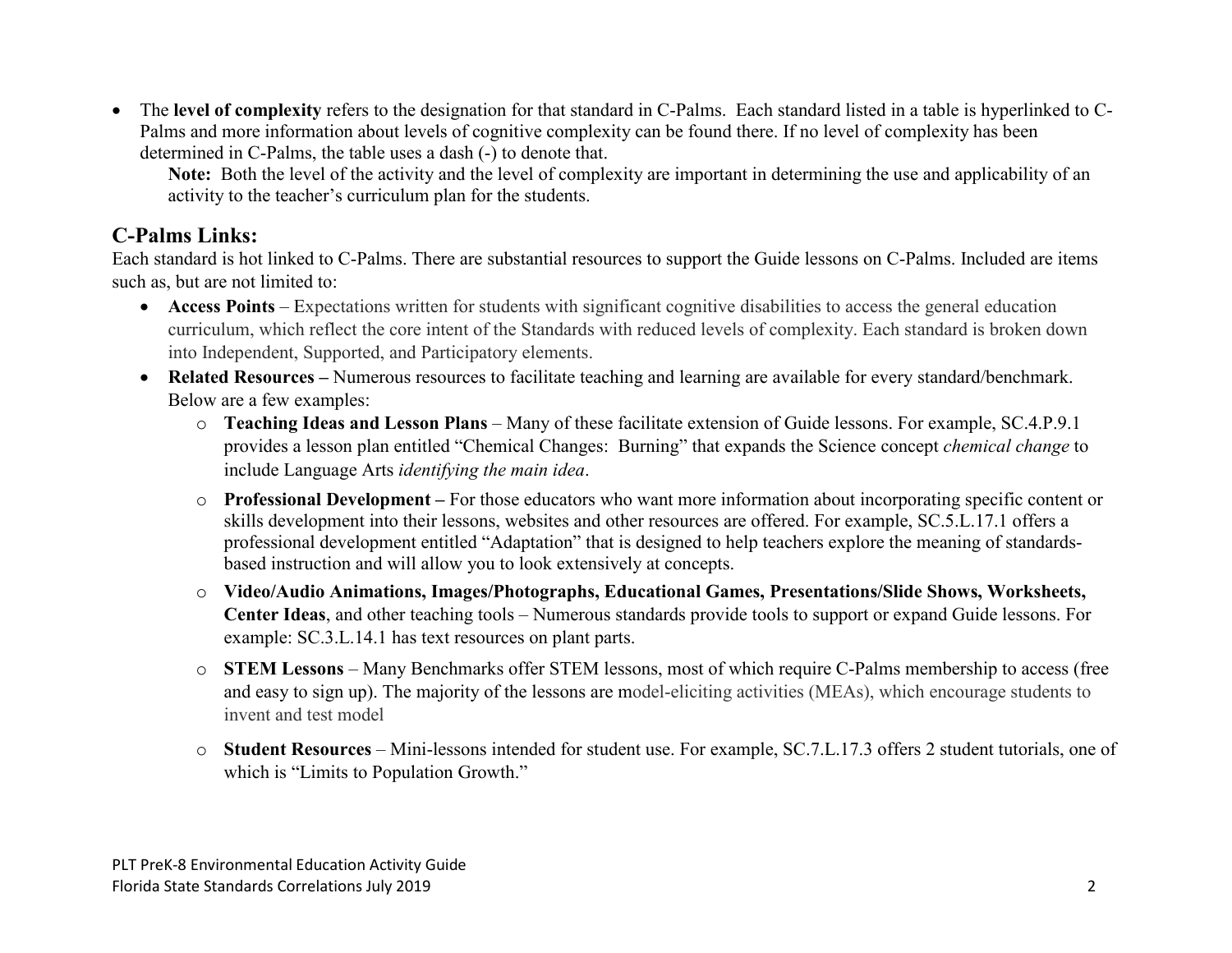- The **level of complexity** refers to the designation for that standard in C-Palms. Each standard listed in a table is hyperlinked to C-Palms and more information about levels of cognitive complexity can be found there. If no level of complexity has been determined in C-Palms, the table uses a dash (-) to denote that.

  **Note:** Both the level of the activity and the level of complexity are important in determining the use and applicability of an activity to the teacher's curriculum plan for the students.

## C-Palms Links:

Each standard is hot linked to C-Palms. There are substantial resources to support the Guide lessons on C-Palms. Included are items such as, but are not limited to:

- **Access Points** – Expectations written for students with significant cognitive disabilities to access the general education curriculum, which reflect the core intent of the Standards with reduced levels of complexity. Each standard is broken down into Independent, Supported, and Participatory elements.
- **Related Resources –** Numerous resources to facilitate teaching and learning are available for every standard/benchmark. Below are a few examples:
  - **Teaching Ideas and Lesson Plans** – Many of these facilitate extension of Guide lessons. For example, SC.4.P.9.1 provides a lesson plan entitled "Chemical Changes: Burning" that expands the Science concept *chemical change* to include Language Arts *identifying the main idea*.
  - **Professional Development –** For those educators who want more information about incorporating specific content or skills development into their lessons, websites and other resources are offered. For example, SC.5.L.17.1 offers a professional development entitled "Adaptation" that is designed to help teachers explore the meaning of standards-based instruction and will allow you to look extensively at concepts.
  - **Video/Audio Animations, Images/Photographs, Educational Games, Presentations/Slide Shows, Worksheets, Center Ideas**, and other teaching tools – Numerous standards provide tools to support or expand Guide lessons. For example: SC.3.L.14.1 has text resources on plant parts.
  - **STEM Lessons** – Many Benchmarks offer STEM lessons, most of which require C-Palms membership to access (free and easy to sign up). The majority of the lessons are model-eliciting activities (MEAs), which encourage students to invent and test model
  - **Student Resources** – Mini-lessons intended for student use. For example, SC.7.L.17.3 offers 2 student tutorials, one of which is "Limits to Population Growth."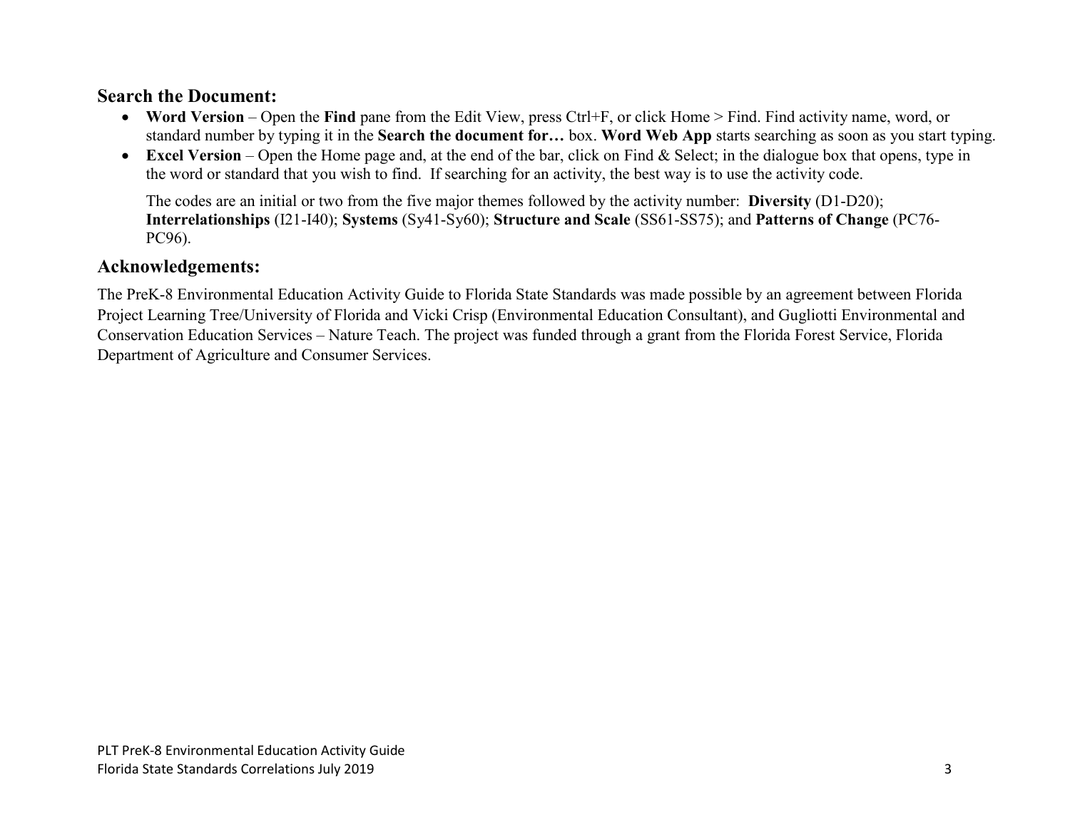## Search the Document:

- **Word Version** – Open the **Find** pane from the Edit View, press Ctrl+F, or click Home > Find. Find activity name, word, or standard number by typing it in the **Search the document for…** box. **Word Web App** starts searching as soon as you start typing.
- **Excel Version** – Open the Home page and, at the end of the bar, click on Find & Select; in the dialogue box that opens, type in the word or standard that you wish to find. If searching for an activity, the best way is to use the activity code.

  The codes are an initial or two from the five major themes followed by the activity number: **Diversity** (D1-D20); **Interrelationships** (I21-I40); **Systems** (Sy41-Sy60); **Structure and Scale** (SS61-SS75); and **Patterns of Change** (PC76-PC96).

## Acknowledgements:

The PreK-8 Environmental Education Activity Guide to Florida State Standards was made possible by an agreement between Florida Project Learning Tree/University of Florida and Vicki Crisp (Environmental Education Consultant), and Gugliotti Environmental and Conservation Education Services – Nature Teach. The project was funded through a grant from the Florida Forest Service, Florida Department of Agriculture and Consumer Services.